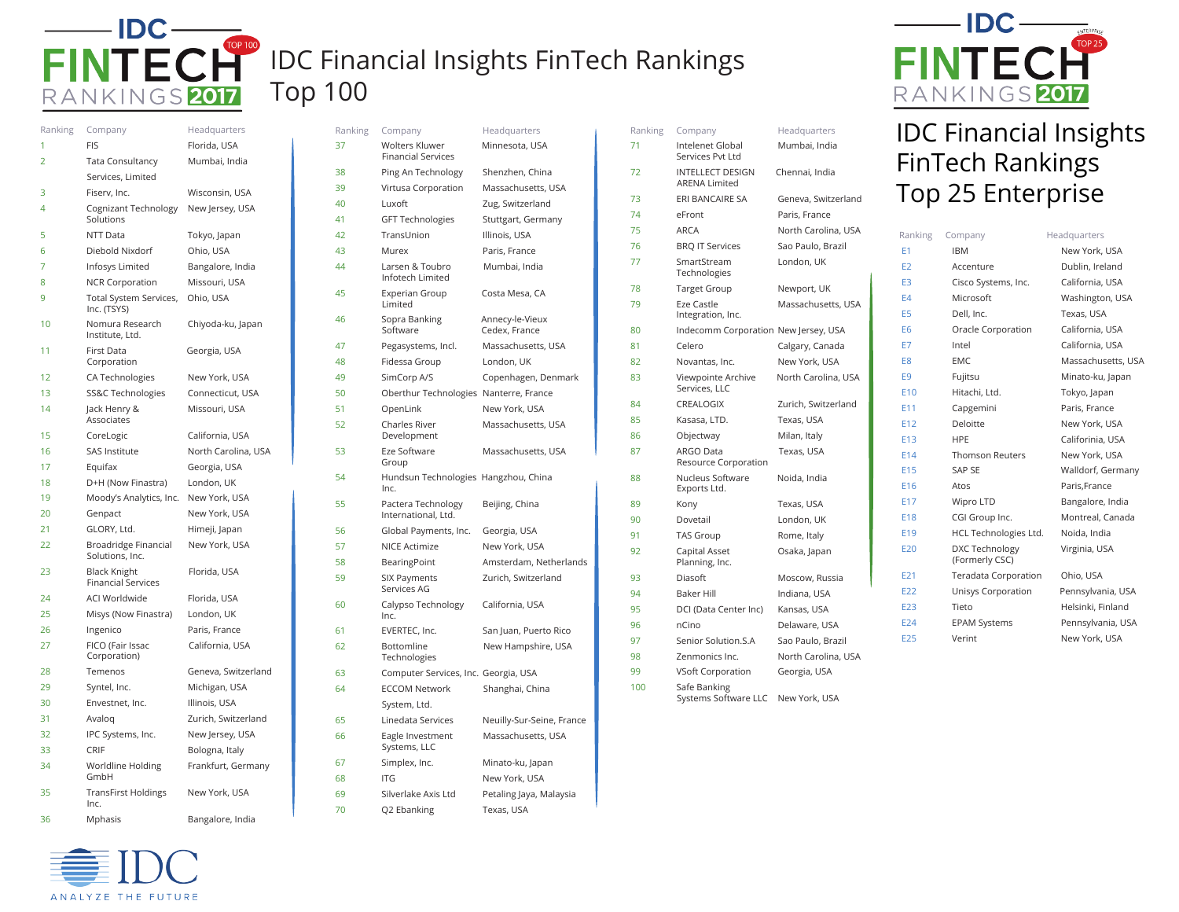# IDC Financial Insights FinTech Rankings Top 100

| Ranking | Company | Headquarters |
| --- | --- | --- |
| 1 | FIS | Florida, USA |
| 2 | Tata Consultancy Services, Limited | Mumbai, India |
| 3 | Fiserv, Inc. | Wisconsin, USA |
| 4 | Cognizant Technology Solutions | New Jersey, USA |
| 5 | NTT Data | Tokyo, Japan |
| 6 | Diebold Nixdorf | Ohio, USA |
| 7 | Infosys Limited | Bangalore, India |
| 8 | NCR Corporation | Missouri, USA |
| 9 | Total System Services, Inc. (TSYS) | Ohio, USA |
| 10 | Nomura Research Institute, Ltd. | Chiyoda-ku, Japan |
| 11 | First Data Corporation | Georgia, USA |
| 12 | CA Technologies | New York, USA |
| 13 | SS&C Technologies | Connecticut, USA |
| 14 | Jack Henry & Associates | Missouri, USA |
| 15 | CoreLogic | California, USA |
| 16 | SAS Institute | North Carolina, USA |
| 17 | Equifax | Georgia, USA |
| 18 | D+H (Now Finastra) | London, UK |
| 19 | Moody's Analytics, Inc. | New York, USA |
| 20 | Genpact | New York, USA |
| 21 | GLORY, Ltd. | Himeji, Japan |
| 22 | Broadridge Financial Solutions, Inc. | New York, USA |
| 23 | Black Knight Financial Services | Florida, USA |
| 24 | ACI Worldwide | Florida, USA |
| 25 | Misys (Now Finastra) | London, UK |
| 26 | Ingenico | Paris, France |
| 27 | FICO (Fair Issac Corporation) | California, USA |
| 28 | Temenos | Geneva, Switzerland |
| 29 | Syntel, Inc. | Michigan, USA |
| 30 | Envestnet, Inc. | Illinois, USA |
| 31 | Avaloq | Zurich, Switzerland |
| 32 | IPC Systems, Inc. | New Jersey, USA |
| 33 | CRIF | Bologna, Italy |
| 34 | Worldline Holding GmbH | Frankfurt, Germany |
| 35 | TransFirst Holdings Inc. | New York, USA |
| 36 | Mphasis | Bangalore, India |
| 37 | Wolters Kluwer Financial Services | Minnesota, USA |
| 38 | Ping An Technology | Shenzhen, China |
| 39 | Virtusa Corporation | Massachusetts, USA |
| 40 | Luxoft | Zug, Switzerland |
| 41 | GFT Technologies | Stuttgart, Germany |
| 42 | TransUnion | Illinois, USA |
| 43 | Murex | Paris, France |
| 44 | Larsen & Toubro Infotech Limited | Mumbai, India |
| 45 | Experian Group Limited | Costa Mesa, CA |
| 46 | Sopra Banking Software | Annecy-le-Vieux Cedex, France |
| 47 | Pegasystems, Incl. | Massachusetts, USA |
| 48 | Fidessa Group | London, UK |
| 49 | SimCorp A/S | Copenhagen, Denmark |
| 50 | Oberthur Technologies | Nanterre, France |
| 51 | OpenLink | New York, USA |
| 52 | Charles River Development | Massachusetts, USA |
| 53 | Eze Software Group | Massachusetts, USA |
| 54 | Hundsun Technologies Inc. | Hangzhou, China |
| 55 | Pactera Technology International, Ltd. | Beijing, China |
| 56 | Global Payments, Inc. | Georgia, USA |
| 57 | NICE Actimize | New York, USA |
| 58 | BearingPoint | Amsterdam, Netherlands |
| 59 | SIX Payments Services AG | Zurich, Switzerland |
| 60 | Calypso Technology Inc. | California, USA |
| 61 | EVERTEC, Inc. | San Juan, Puerto Rico |
| 62 | Bottomline Technologies | New Hampshire, USA |
| 63 | Computer Services, Inc. | Georgia, USA |
| 64 | ECCOM Network System, Ltd. | Shanghai, China |
| 65 | Linedata Services | Neuilly-Sur-Seine, France |
| 66 | Eagle Investment Systems, LLC | Massachusetts, USA |
| 67 | Simplex, Inc. | Minato-ku, Japan |
| 68 | ITG | New York, USA |
| 69 | Silverlake Axis Ltd | Petaling Jaya, Malaysia |
| 70 | Q2 Ebanking | Texas, USA |
| 71 | Intelenet Global Services Pvt Ltd | Mumbai, India |
| 72 | INTELLECT DESIGN ARENA Limited | Chennai, India |
| 73 | ERI BANCAIRE SA | Geneva, Switzerland |
| 74 | eFront | Paris, France |
| 75 | ARCA | North Carolina, USA |
| 76 | BRQ IT Services | Sao Paulo, Brazil |
| 77 | SmartStream Technologies | London, UK |
| 78 | Target Group | Newport, UK |
| 79 | Eze Castle Integration, Inc. | Massachusetts, USA |
| 80 | Indecomm Corporation | New Jersey, USA |
| 81 | Celero | Calgary, Canada |
| 82 | Novantas, Inc. | New York, USA |
| 83 | Viewpointe Archive Services, LLC | North Carolina, USA |
| 84 | CREALOGIX | Zurich, Switzerland |
| 85 | Kasasa, LTD. | Texas, USA |
| 86 | Objectway | Milan, Italy |
| 87 | ARGO Data Resource Corporation | Texas, USA |
| 88 | Nucleus Software Exports Ltd. | Noida, India |
| 89 | Kony | Texas, USA |
| 90 | Dovetail | London, UK |
| 91 | TAS Group | Rome, Italy |
| 92 | Capital Asset Planning, Inc. | Osaka, Japan |
| 93 | Diasoft | Moscow, Russia |
| 94 | Baker Hill | Indiana, USA |
| 95 | DCI (Data Center Inc) | Kansas, USA |
| 96 | nCino | Delaware, USA |
| 97 | Senior Solution.S.A | Sao Paulo, Brazil |
| 98 | Zenmonics Inc. | North Carolina, USA |
| 99 | VSoft Corporation | Georgia, USA |
| 100 | Safe Banking Systems Software LLC | New York, USA |

# IDC Financial Insights FinTech Rankings Top 25 Enterprise

| Ranking | Company | Headquarters |
| --- | --- | --- |
| E1 | IBM | New York, USA |
| E2 | Accenture | Dublin, Ireland |
| E3 | Cisco Systems, Inc. | California, USA |
| E4 | Microsoft | Washington, USA |
| E5 | Dell, Inc. | Texas, USA |
| E6 | Oracle Corporation | California, USA |
| E7 | Intel | California, USA |
| E8 | EMC | Massachusetts, USA |
| E9 | Fujitsu | Minato-ku, Japan |
| E10 | Hitachi, Ltd. | Tokyo, Japan |
| E11 | Capgemini | Paris, France |
| E12 | Deloitte | New York, USA |
| E13 | HPE | Califorinia, USA |
| E14 | Thomson Reuters | New York, USA |
| E15 | SAP SE | Walldorf, Germany |
| E16 | Atos | Paris,France |
| E17 | Wipro LTD | Bangalore, India |
| E18 | CGI Group Inc. | Montreal, Canada |
| E19 | HCL Technologies Ltd. | Noida, India |
| E20 | DXC Technology (Formerly CSC) | Virginia, USA |
| E21 | Teradata Corporation | Ohio, USA |
| E22 | Unisys Corporation | Pennsylvania, USA |
| E23 | Tieto | Helsinki, Finland |
| E24 | EPAM Systems | Pennsylvania, USA |
| E25 | Verint | New York, USA |

IDC ANALYZE THE FUTURE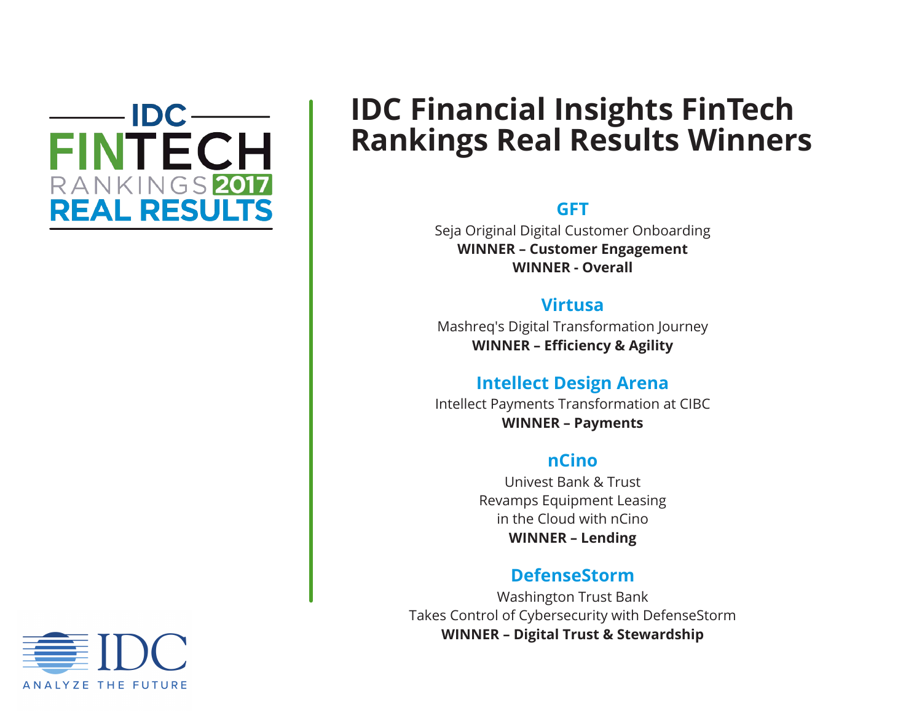IDC FINTECH RANKINGS 2017 REAL RESULTS

# IDC Financial Insights FinTech Rankings Real Results Winners

## GFT

Seja Original Digital Customer Onboarding
**WINNER – Customer Engagement**
**WINNER - Overall**

## Virtusa

Mashreq's Digital Transformation Journey
**WINNER – Efficiency & Agility**

## Intellect Design Arena

Intellect Payments Transformation at CIBC
**WINNER – Payments**

## nCino

Univest Bank & Trust
Revamps Equipment Leasing
in the Cloud with nCino
**WINNER – Lending**

## DefenseStorm

Washington Trust Bank
Takes Control of Cybersecurity with DefenseStorm
**WINNER – Digital Trust & Stewardship**

IDC
ANALYZE THE FUTURE